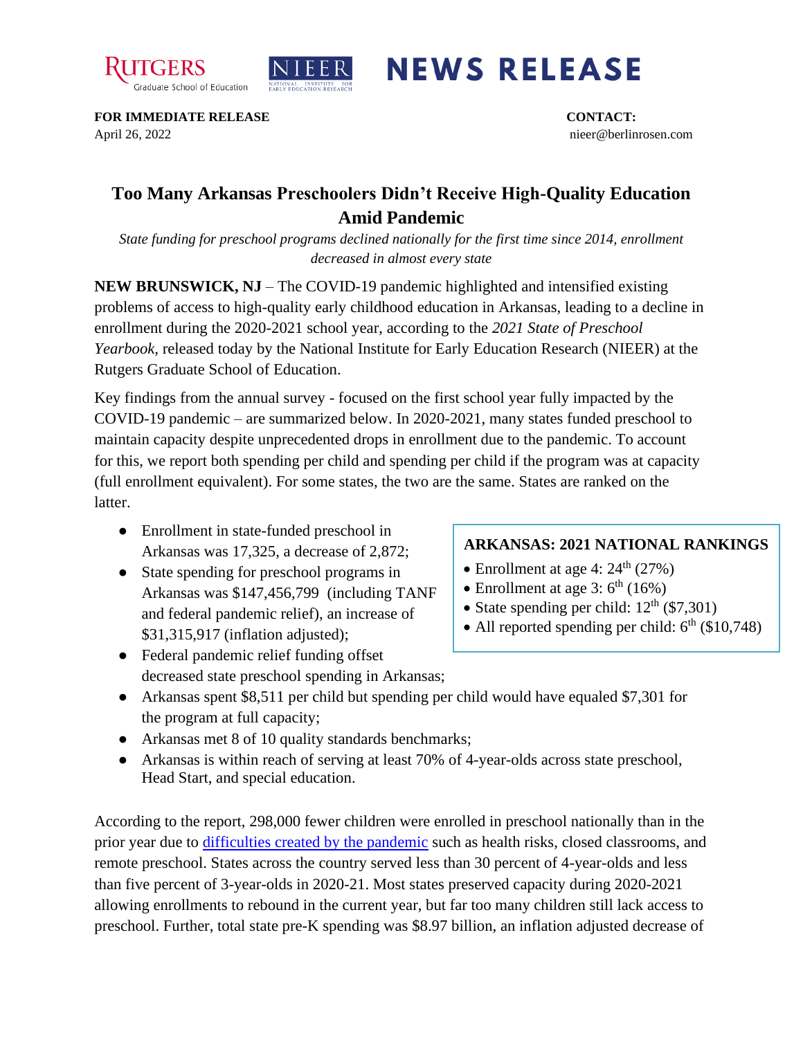RUTGERS Graduate School of Education | NIEER NATIONAL INSTITUTE FOR EARLY EDUCATION RESEARCH

# NEWS RELEASE

**FOR IMMEDIATE RELEASE**
April 26, 2022

**CONTACT:**
nieer@berlinrosen.com

## Too Many Arkansas Preschoolers Didn't Receive High-Quality Education Amid Pandemic

*State funding for preschool programs declined nationally for the first time since 2014, enrollment decreased in almost every state*

**NEW BRUNSWICK, NJ** – The COVID-19 pandemic highlighted and intensified existing problems of access to high-quality early childhood education in Arkansas, leading to a decline in enrollment during the 2020-2021 school year, according to the *2021 State of Preschool Yearbook*, released today by the National Institute for Early Education Research (NIEER) at the Rutgers Graduate School of Education.

Key findings from the annual survey - focused on the first school year fully impacted by the COVID-19 pandemic – are summarized below. In 2020-2021, many states funded preschool to maintain capacity despite unprecedented drops in enrollment due to the pandemic. To account for this, we report both spending per child and spending per child if the program was at capacity (full enrollment equivalent). For some states, the two are the same. States are ranked on the latter.

- Enrollment in state-funded preschool in Arkansas was 17,325, a decrease of 2,872;
- State spending for preschool programs in Arkansas was $147,456,799 (including TANF and federal pandemic relief), an increase of $31,315,917 (inflation adjusted);
- Federal pandemic relief funding offset decreased state preschool spending in Arkansas;
- Arkansas spent $8,511 per child but spending per child would have equaled $7,301 for the program at full capacity;
- Arkansas met 8 of 10 quality standards benchmarks;
- Arkansas is within reach of serving at least 70% of 4-year-olds across state preschool, Head Start, and special education.

**ARKANSAS: 2021 NATIONAL RANKINGS**

- Enrollment at age 4: 24th (27%)
- Enrollment at age 3: 6th (16%)
- State spending per child: 12th ($7,301)
- All reported spending per child: 6th ($10,748)

According to the report, 298,000 fewer children were enrolled in preschool nationally than in the prior year due to [difficulties created by the pandemic](#) such as health risks, closed classrooms, and remote preschool. States across the country served less than 30 percent of 4-year-olds and less than five percent of 3-year-olds in 2020-21. Most states preserved capacity during 2020-2021 allowing enrollments to rebound in the current year, but far too many children still lack access to preschool. Further, total state pre-K spending was $8.97 billion, an inflation adjusted decrease of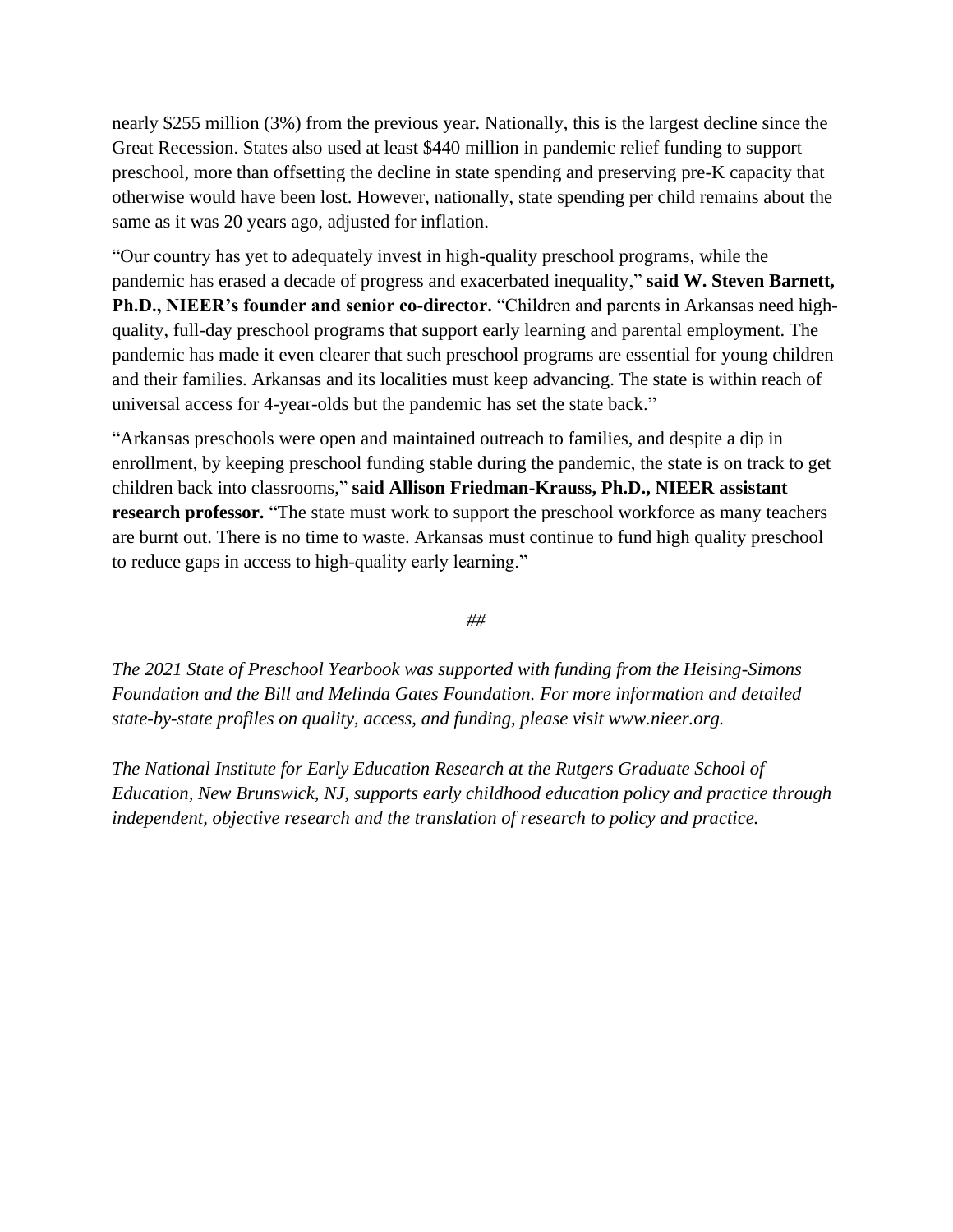nearly $255 million (3%) from the previous year. Nationally, this is the largest decline since the Great Recession. States also used at least $440 million in pandemic relief funding to support preschool, more than offsetting the decline in state spending and preserving pre-K capacity that otherwise would have been lost. However, nationally, state spending per child remains about the same as it was 20 years ago, adjusted for inflation.

"Our country has yet to adequately invest in high-quality preschool programs, while the pandemic has erased a decade of progress and exacerbated inequality," **said W. Steven Barnett, Ph.D., NIEER's founder and senior co-director.** "Children and parents in Arkansas need high-quality, full-day preschool programs that support early learning and parental employment. The pandemic has made it even clearer that such preschool programs are essential for young children and their families. Arkansas and its localities must keep advancing. The state is within reach of universal access for 4-year-olds but the pandemic has set the state back."

"Arkansas preschools were open and maintained outreach to families, and despite a dip in enrollment, by keeping preschool funding stable during the pandemic, the state is on track to get children back into classrooms," **said Allison Friedman-Krauss, Ph.D., NIEER assistant research professor.** "The state must work to support the preschool workforce as many teachers are burnt out. There is no time to waste. Arkansas must continue to fund high quality preschool to reduce gaps in access to high-quality early learning."

*##*

*The 2021 State of Preschool Yearbook was supported with funding from the Heising-Simons Foundation and the Bill and Melinda Gates Foundation. For more information and detailed state-by-state profiles on quality, access, and funding, please visit www.nieer.org.*

*The National Institute for Early Education Research at the Rutgers Graduate School of Education, New Brunswick, NJ, supports early childhood education policy and practice through independent, objective research and the translation of research to policy and practice.*